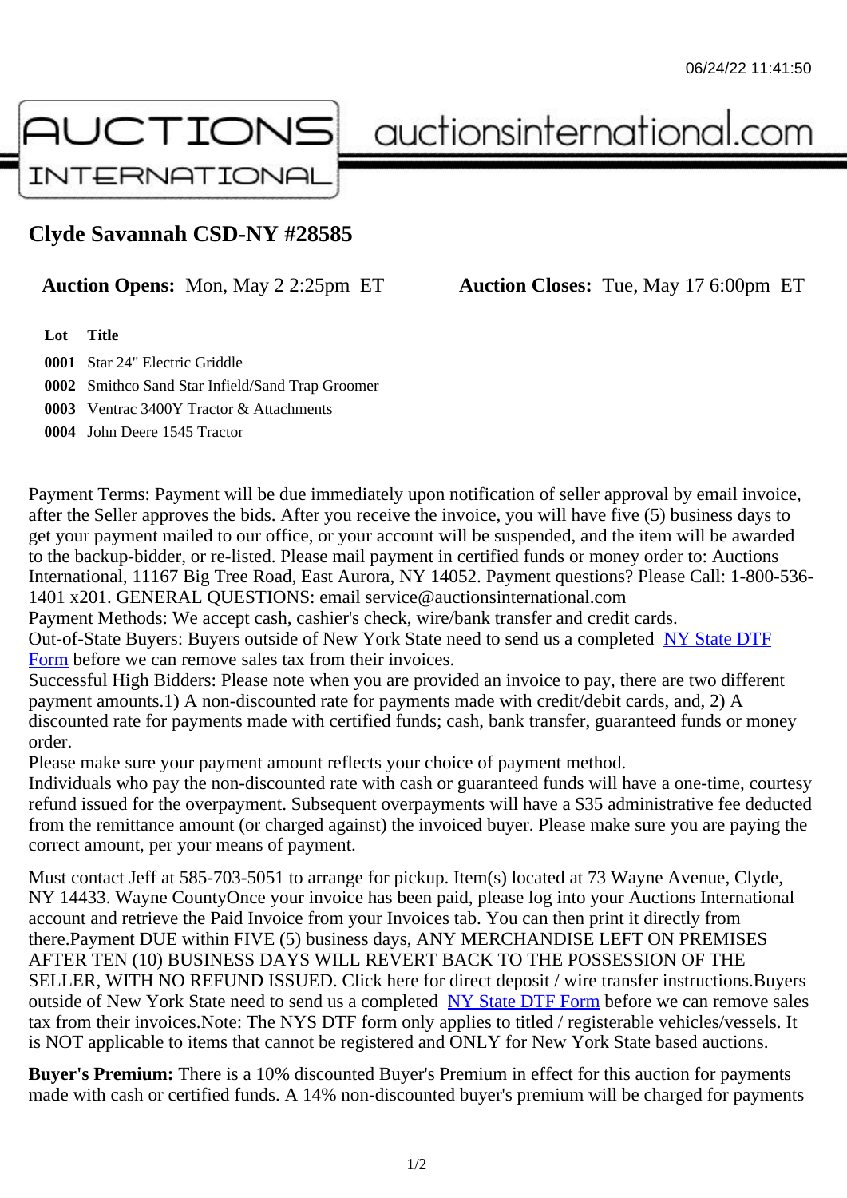06/24/22 11:41:50

# AUCTIONS INTERNATIONAL

auctionsinternational.com

## Clyde Savannah CSD-NY #28585

**Auction Opens:** Mon, May 2 2:25pm ET **Auction Closes:** Tue, May 17 6:00pm ET

| Lot | Title |
|---|---|
| 0001 | Star 24" Electric Griddle |
| 0002 | Smithco Sand Star Infield/Sand Trap Groomer |
| 0003 | Ventrac 3400Y Tractor & Attachments |
| 0004 | John Deere 1545 Tractor |

Payment Terms: Payment will be due immediately upon notification of seller approval by email invoice, after the Seller approves the bids. After you receive the invoice, you will have five (5) business days to get your payment mailed to our office, or your account will be suspended, and the item will be awarded to the backup-bidder, or re-listed. Please mail payment in certified funds or money order to: Auctions International, 11167 Big Tree Road, East Aurora, NY 14052. Payment questions? Please Call: 1-800-536-1401 x201. GENERAL QUESTIONS: email service@auctionsinternational.com
Payment Methods: We accept cash, cashier's check, wire/bank transfer and credit cards.
Out-of-State Buyers: Buyers outside of New York State need to send us a completed NY State DTF Form before we can remove sales tax from their invoices.
Successful High Bidders: Please note when you are provided an invoice to pay, there are two different payment amounts.1) A non-discounted rate for payments made with credit/debit cards, and, 2) A discounted rate for payments made with certified funds; cash, bank transfer, guaranteed funds or money order.
Please make sure your payment amount reflects your choice of payment method.
Individuals who pay the non-discounted rate with cash or guaranteed funds will have a one-time, courtesy refund issued for the overpayment. Subsequent overpayments will have a $35 administrative fee deducted from the remittance amount (or charged against) the invoiced buyer. Please make sure you are paying the correct amount, per your means of payment.

Must contact Jeff at 585-703-5051 to arrange for pickup. Item(s) located at 73 Wayne Avenue, Clyde, NY 14433. Wayne CountyOnce your invoice has been paid, please log into your Auctions International account and retrieve the Paid Invoice from your Invoices tab. You can then print it directly from there.Payment DUE within FIVE (5) business days, ANY MERCHANDISE LEFT ON PREMISES AFTER TEN (10) BUSINESS DAYS WILL REVERT BACK TO THE POSSESSION OF THE SELLER, WITH NO REFUND ISSUED. Click here for direct deposit / wire transfer instructions.Buyers outside of New York State need to send us a completed NY State DTF Form before we can remove sales tax from their invoices.Note: The NYS DTF form only applies to titled / registerable vehicles/vessels. It is NOT applicable to items that cannot be registered and ONLY for New York State based auctions.

**Buyer's Premium:** There is a 10% discounted Buyer's Premium in effect for this auction for payments made with cash or certified funds. A 14% non-discounted buyer's premium will be charged for payments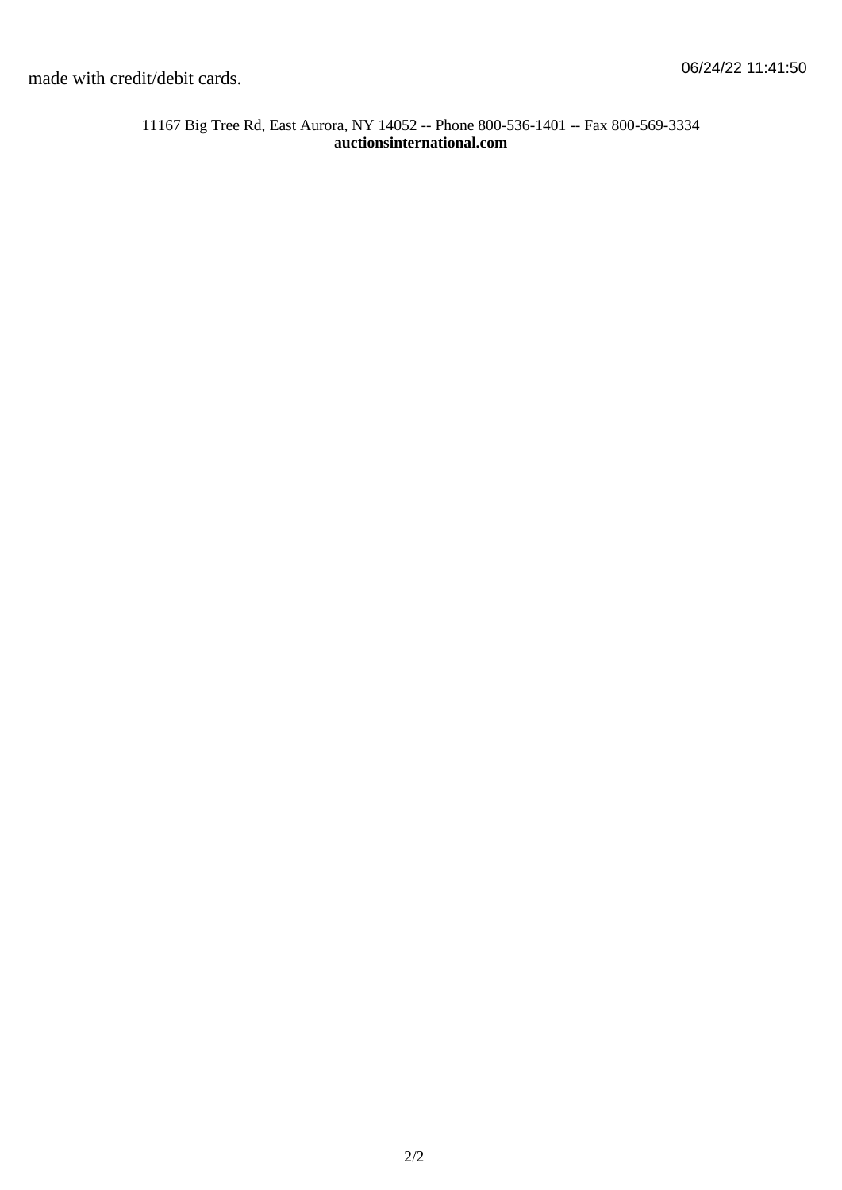made with credit/debit cards.

11167 Big Tree Rd, East Aurora, NY 14052 -- Phone 800-536-1401 -- Fax 800-569-3334
**auctionsinternational.com**